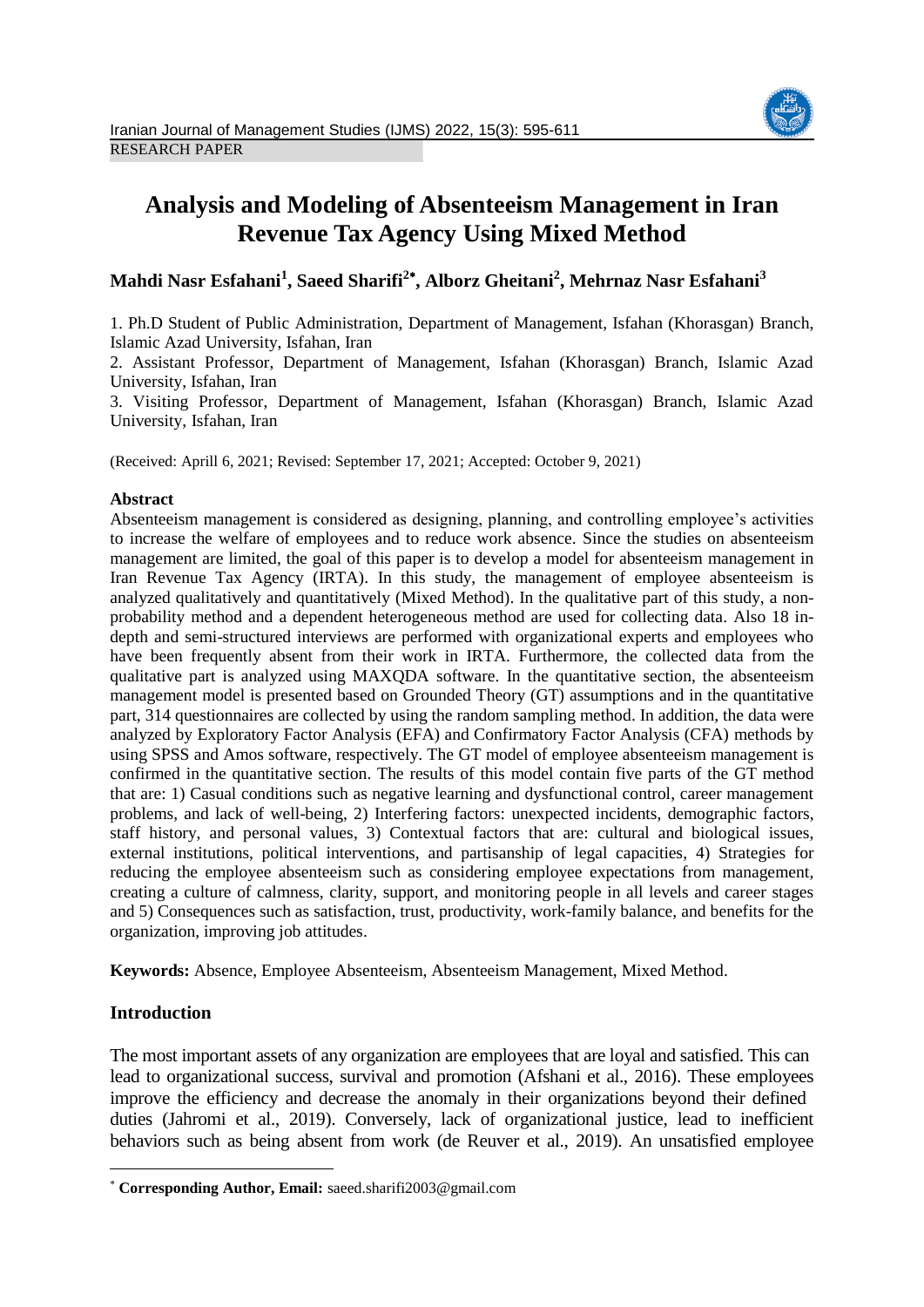RESEARCH PAPER

# Analysis and Modeling of Absenteeism Management in Iran Revenue Tax Agency Using Mixed Method

**Mahdi Nasr Esfahani[1], Saeed Sharifi[2*], Alborz Gheitani[2], Mehrnaz Nasr Esfahani[3]**

1. Ph.D Student of Public Administration, Department of Management, Isfahan (Khorasgan) Branch, Islamic Azad University, Isfahan, Iran
2. Assistant Professor, Department of Management, Isfahan (Khorasgan) Branch, Islamic Azad University, Isfahan, Iran
3. Visiting Professor, Department of Management, Isfahan (Khorasgan) Branch, Islamic Azad University, Isfahan, Iran

(Received: Aprill 6, 2021; Revised: September 17, 2021; Accepted: October 9, 2021)

### Abstract

Absenteeism management is considered as designing, planning, and controlling employee's activities to increase the welfare of employees and to reduce work absence. Since the studies on absenteeism management are limited, the goal of this paper is to develop a model for absenteeism management in Iran Revenue Tax Agency (IRTA). In this study, the management of employee absenteeism is analyzed qualitatively and quantitatively (Mixed Method). In the qualitative part of this study, a non-probability method and a dependent heterogeneous method are used for collecting data. Also 18 in-depth and semi-structured interviews are performed with organizational experts and employees who have been frequently absent from their work in IRTA. Furthermore, the collected data from the qualitative part is analyzed using MAXQDA software. In the quantitative section, the absenteeism management model is presented based on Grounded Theory (GT) assumptions and in the quantitative part, 314 questionnaires are collected by using the random sampling method. In addition, the data were analyzed by Exploratory Factor Analysis (EFA) and Confirmatory Factor Analysis (CFA) methods by using SPSS and Amos software, respectively. The GT model of employee absenteeism management is confirmed in the quantitative section. The results of this model contain five parts of the GT method that are: 1) Casual conditions such as negative learning and dysfunctional control, career management problems, and lack of well-being, 2) Interfering factors: unexpected incidents, demographic factors, staff history, and personal values, 3) Contextual factors that are: cultural and biological issues, external institutions, political interventions, and partisanship of legal capacities, 4) Strategies for reducing the employee absenteeism such as considering employee expectations from management, creating a culture of calmness, clarity, support, and monitoring people in all levels and career stages and 5) Consequences such as satisfaction, trust, productivity, work-family balance, and benefits for the organization, improving job attitudes.

**Keywords:** Absence, Employee Absenteeism, Absenteeism Management, Mixed Method.

### Introduction

The most important assets of any organization are employees that are loyal and satisfied. This can lead to organizational success, survival and promotion (Afshani et al., 2016). These employees improve the efficiency and decrease the anomaly in their organizations beyond their defined duties (Jahromi et al., 2019). Conversely, lack of organizational justice, lead to inefficient behaviors such as being absent from work (de Reuver et al., 2019). An unsatisfied employee

* **Corresponding Author, Email:** saeed.sharifi2003@gmail.com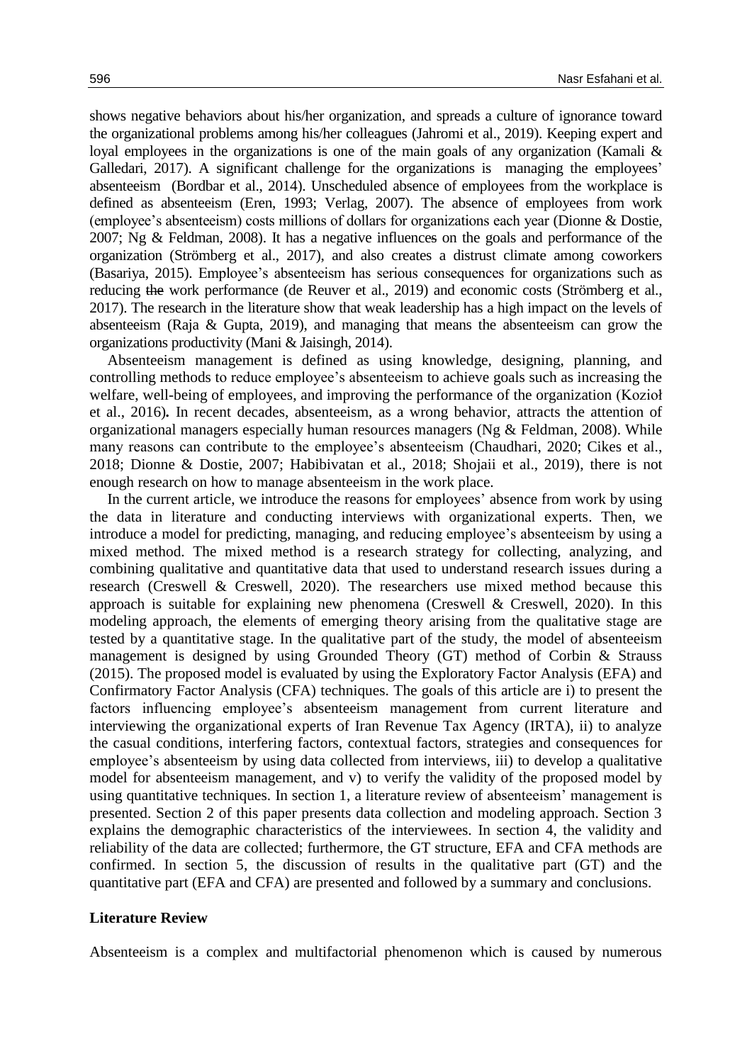shows negative behaviors about his/her organization, and spreads a culture of ignorance toward the organizational problems among his/her colleagues (Jahromi et al., 2019). Keeping expert and loyal employees in the organizations is one of the main goals of any organization (Kamali & Galledari, 2017). A significant challenge for the organizations is managing the employees' absenteeism (Bordbar et al., 2014). Unscheduled absence of employees from the workplace is defined as absenteeism (Eren, 1993; Verlag, 2007). The absence of employees from work (employee's absenteeism) costs millions of dollars for organizations each year (Dionne & Dostie, 2007; Ng & Feldman, 2008). It has a negative influences on the goals and performance of the organization (Strömberg et al., 2017), and also creates a distrust climate among coworkers (Basariya, 2015). Employee's absenteeism has serious consequences for organizations such as reducing ~~the~~ work performance (de Reuver et al., 2019) and economic costs (Strömberg et al., 2017). The research in the literature show that weak leadership has a high impact on the levels of absenteeism (Raja & Gupta, 2019), and managing that means the absenteeism can grow the organizations productivity (Mani & Jaisingh, 2014).

Absenteeism management is defined as using knowledge, designing, planning, and controlling methods to reduce employee's absenteeism to achieve goals such as increasing the welfare, well-being of employees, and improving the performance of the organization (Kozioł et al., 2016). In recent decades, absenteeism, as a wrong behavior, attracts the attention of organizational managers especially human resources managers (Ng & Feldman, 2008). While many reasons can contribute to the employee's absenteeism (Chaudhari, 2020; Cikes et al., 2018; Dionne & Dostie, 2007; Habibivatan et al., 2018; Shojaii et al., 2019), there is not enough research on how to manage absenteeism in the work place.

In the current article, we introduce the reasons for employees' absence from work by using the data in literature and conducting interviews with organizational experts. Then, we introduce a model for predicting, managing, and reducing employee's absenteeism by using a mixed method. The mixed method is a research strategy for collecting, analyzing, and combining qualitative and quantitative data that used to understand research issues during a research (Creswell & Creswell, 2020). The researchers use mixed method because this approach is suitable for explaining new phenomena (Creswell & Creswell, 2020). In this modeling approach, the elements of emerging theory arising from the qualitative stage are tested by a quantitative stage. In the qualitative part of the study, the model of absenteeism management is designed by using Grounded Theory (GT) method of Corbin & Strauss (2015). The proposed model is evaluated by using the Exploratory Factor Analysis (EFA) and Confirmatory Factor Analysis (CFA) techniques. The goals of this article are i) to present the factors influencing employee's absenteeism management from current literature and interviewing the organizational experts of Iran Revenue Tax Agency (IRTA), ii) to analyze the casual conditions, interfering factors, contextual factors, strategies and consequences for employee's absenteeism by using data collected from interviews, iii) to develop a qualitative model for absenteeism management, and v) to verify the validity of the proposed model by using quantitative techniques. In section 1, a literature review of absenteeism' management is presented. Section 2 of this paper presents data collection and modeling approach. Section 3 explains the demographic characteristics of the interviewees. In section 4, the validity and reliability of the data are collected; furthermore, the GT structure, EFA and CFA methods are confirmed. In section 5, the discussion of results in the qualitative part (GT) and the quantitative part (EFA and CFA) are presented and followed by a summary and conclusions.

## Literature Review

Absenteeism is a complex and multifactorial phenomenon which is caused by numerous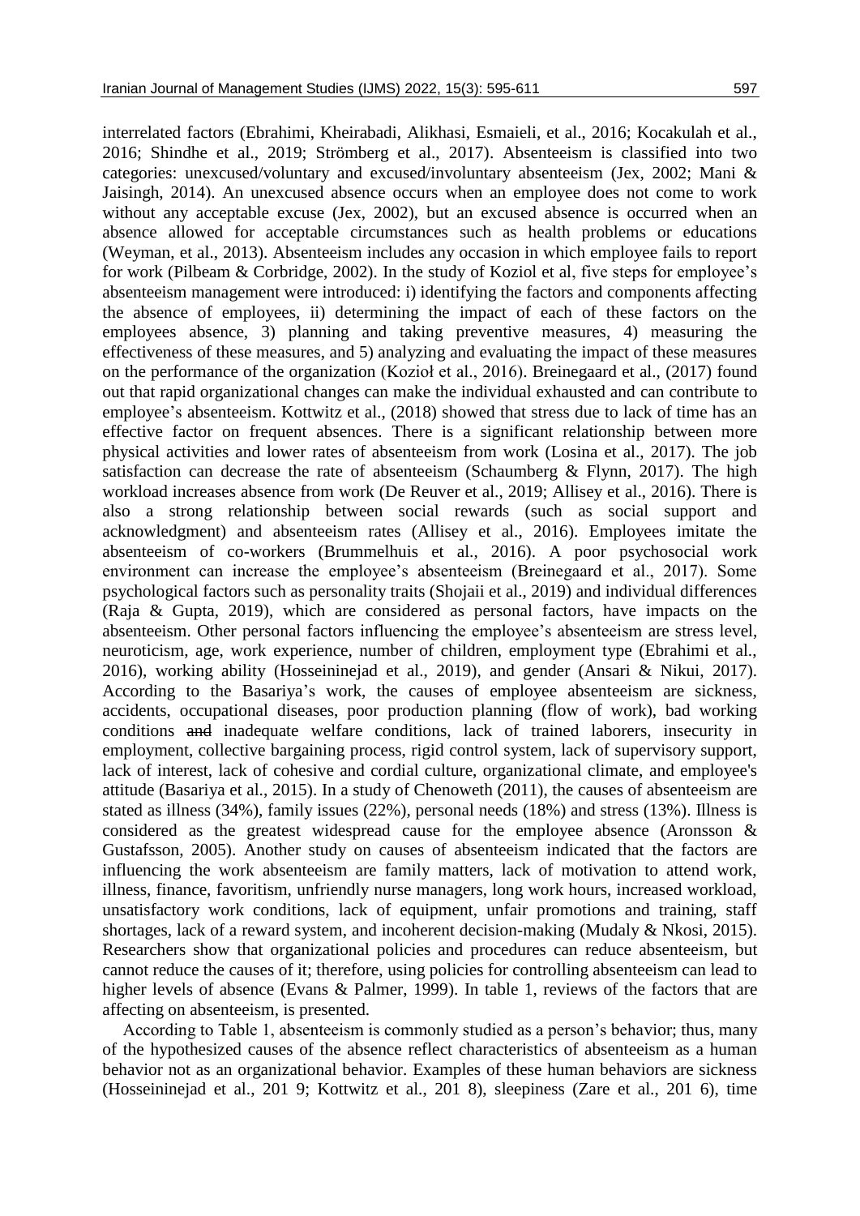interrelated factors (Ebrahimi, Kheirabadi, Alikhasi, Esmaieli, et al., 2016; Kocakulah et al., 2016; Shindhe et al., 2019; Strömberg et al., 2017). Absenteeism is classified into two categories: unexcused/voluntary and excused/involuntary absenteeism (Jex, 2002; Mani & Jaisingh, 2014). An unexcused absence occurs when an employee does not come to work without any acceptable excuse (Jex, 2002), but an excused absence is occurred when an absence allowed for acceptable circumstances such as health problems or educations (Weyman, et al., 2013). Absenteeism includes any occasion in which employee fails to report for work (Pilbeam & Corbridge, 2002). In the study of Koziol et al, five steps for employee's absenteeism management were introduced: i) identifying the factors and components affecting the absence of employees, ii) determining the impact of each of these factors on the employees absence, 3) planning and taking preventive measures, 4) measuring the effectiveness of these measures, and 5) analyzing and evaluating the impact of these measures on the performance of the organization (Kozioł et al., 2016). Breinegaard et al., (2017) found out that rapid organizational changes can make the individual exhausted and can contribute to employee's absenteeism. Kottwitz et al., (2018) showed that stress due to lack of time has an effective factor on frequent absences. There is a significant relationship between more physical activities and lower rates of absenteeism from work (Losina et al., 2017). The job satisfaction can decrease the rate of absenteeism (Schaumberg & Flynn, 2017). The high workload increases absence from work (De Reuver et al., 2019; Allisey et al., 2016). There is also a strong relationship between social rewards (such as social support and acknowledgment) and absenteeism rates (Allisey et al., 2016). Employees imitate the absenteeism of co-workers (Brummelhuis et al., 2016). A poor psychosocial work environment can increase the employee's absenteeism (Breinegaard et al., 2017). Some psychological factors such as personality traits (Shojaii et al., 2019) and individual differences (Raja & Gupta, 2019), which are considered as personal factors, have impacts on the absenteeism. Other personal factors influencing the employee's absenteeism are stress level, neuroticism, age, work experience, number of children, employment type (Ebrahimi et al., 2016), working ability (Hosseininejad et al., 2019), and gender (Ansari & Nikui, 2017). According to the Basariya's work, the causes of employee absenteeism are sickness, accidents, occupational diseases, poor production planning (flow of work), bad working conditions ~~and~~ inadequate welfare conditions, lack of trained laborers, insecurity in employment, collective bargaining process, rigid control system, lack of supervisory support, lack of interest, lack of cohesive and cordial culture, organizational climate, and employee's attitude (Basariya et al., 2015). In a study of Chenoweth (2011), the causes of absenteeism are stated as illness (34%), family issues (22%), personal needs (18%) and stress (13%). Illness is considered as the greatest widespread cause for the employee absence (Aronsson & Gustafsson, 2005). Another study on causes of absenteeism indicated that the factors are influencing the work absenteeism are family matters, lack of motivation to attend work, illness, finance, favoritism, unfriendly nurse managers, long work hours, increased workload, unsatisfactory work conditions, lack of equipment, unfair promotions and training, staff shortages, lack of a reward system, and incoherent decision-making (Mudaly & Nkosi, 2015). Researchers show that organizational policies and procedures can reduce absenteeism, but cannot reduce the causes of it; therefore, using policies for controlling absenteeism can lead to higher levels of absence (Evans & Palmer, 1999). In table 1, reviews of the factors that are affecting on absenteeism, is presented.

According to Table 1, absenteeism is commonly studied as a person's behavior; thus, many of the hypothesized causes of the absence reflect characteristics of absenteeism as a human behavior not as an organizational behavior. Examples of these human behaviors are sickness (Hosseininejad et al., 201 9; Kottwitz et al., 201 8), sleepiness (Zare et al., 201 6), time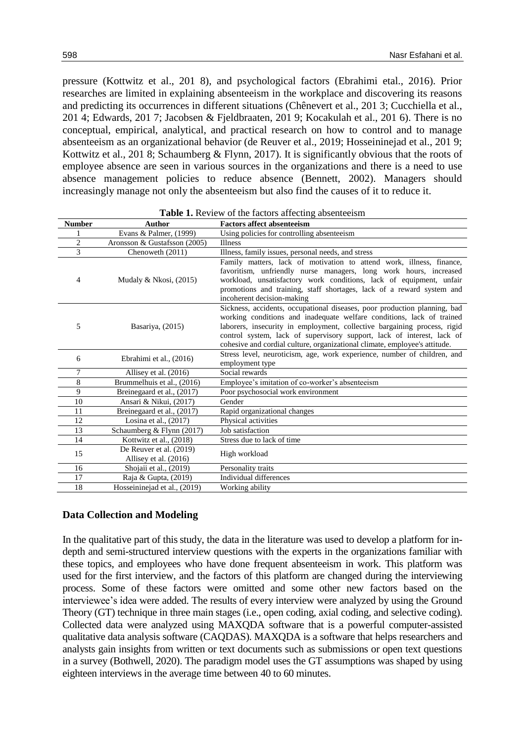pressure (Kottwitz et al., 201 8), and psychological factors (Ebrahimi etal., 2016). Prior researches are limited in explaining absenteeism in the workplace and discovering its reasons and predicting its occurrences in different situations (Chênevert et al., 201 3; Cucchiella et al., 201 4; Edwards, 201 7; Jacobsen & Fjeldbraaten, 201 9; Kocakulah et al., 201 6). There is no conceptual, empirical, analytical, and practical research on how to control and to manage absenteeism as an organizational behavior (de Reuver et al., 2019; Hosseininejad et al., 201 9; Kottwitz et al., 201 8; Schaumberg & Flynn, 2017). It is significantly obvious that the roots of employee absence are seen in various sources in the organizations and there is a need to use absence management policies to reduce absence (Bennett, 2002). Managers should increasingly manage not only the absenteeism but also find the causes of it to reduce it.

**Table 1.** Review of the factors affecting absenteeism

| Number | Author | Factors affect absenteeism |
|---|---|---|
| 1 | Evans & Palmer, (1999) | Using policies for controlling absenteeism |
| 2 | Aronsson & Gustafsson (2005) | Illness |
| 3 | Chenoweth (2011) | Illness, family issues, personal needs, and stress |
| 4 | Mudaly & Nkosi, (2015) | Family matters, lack of motivation to attend work, illness, finance, favoritism, unfriendly nurse managers, long work hours, increased workload, unsatisfactory work conditions, lack of equipment, unfair promotions and training, staff shortages, lack of a reward system and incoherent decision-making |
| 5 | Basariya, (2015) | Sickness, accidents, occupational diseases, poor production planning, bad working conditions and inadequate welfare conditions, lack of trained laborers, insecurity in employment, collective bargaining process, rigid control system, lack of supervisory support, lack of interest, lack of cohesive and cordial culture, organizational climate, employee's attitude. |
| 6 | Ebrahimi et al., (2016) | Stress level, neuroticism, age, work experience, number of children, and employment type |
| 7 | Allisey et al. (2016) | Social rewards |
| 8 | Brummelhuis et al., (2016) | Employee's imitation of co-worker's absenteeism |
| 9 | Breinegaard et al., (2017) | Poor psychosocial work environment |
| 10 | Ansari & Nikui, (2017) | Gender |
| 11 | Breinegaard et al., (2017) | Rapid organizational changes |
| 12 | Losina et al., (2017) | Physical activities |
| 13 | Schaumberg & Flynn (2017) | Job satisfaction |
| 14 | Kottwitz et al., (2018) | Stress due to lack of time |
| 15 | De Reuver et al. (2019) Allisey et al. (2016) | High workload |
| 16 | Shojaii et al., (2019) | Personality traits |
| 17 | Raja & Gupta, (2019) | Individual differences |
| 18 | Hosseininejad et al., (2019) | Working ability |

### Data Collection and Modeling

In the qualitative part of this study, the data in the literature was used to develop a platform for in-depth and semi-structured interview questions with the experts in the organizations familiar with these topics, and employees who have done frequent absenteeism in work. This platform was used for the first interview, and the factors of this platform are changed during the interviewing process. Some of these factors were omitted and some other new factors based on the interviewee's idea were added. The results of every interview were analyzed by using the Ground Theory (GT) technique in three main stages (i.e., open coding, axial coding, and selective coding). Collected data were analyzed using MAXQDA software that is a powerful computer-assisted qualitative data analysis software (CAQDAS). MAXQDA is a software that helps researchers and analysts gain insights from written or text documents such as submissions or open text questions in a survey (Bothwell, 2020). The paradigm model uses the GT assumptions was shaped by using eighteen interviews in the average time between 40 to 60 minutes.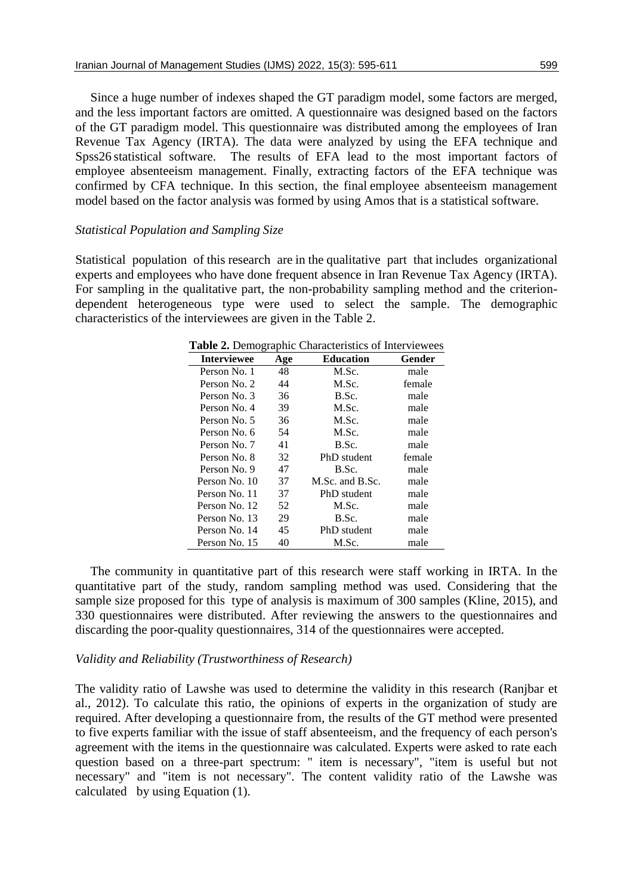Since a huge number of indexes shaped the GT paradigm model, some factors are merged, and the less important factors are omitted. A questionnaire was designed based on the factors of the GT paradigm model. This questionnaire was distributed among the employees of Iran Revenue Tax Agency (IRTA). The data were analyzed by using the EFA technique and Spss26 statistical software. The results of EFA lead to the most important factors of employee absenteeism management. Finally, extracting factors of the EFA technique was confirmed by CFA technique. In this section, the final employee absenteeism management model based on the factor analysis was formed by using Amos that is a statistical software.

*Statistical Population and Sampling Size*

Statistical population of this research are in the qualitative part that includes organizational experts and employees who have done frequent absence in Iran Revenue Tax Agency (IRTA). For sampling in the qualitative part, the non-probability sampling method and the criterion-dependent heterogeneous type were used to select the sample. The demographic characteristics of the interviewees are given in the Table 2.

**Table 2.** Demographic Characteristics of Interviewees

| Interviewee | Age | Education | Gender |
|---|---|---|---|
| Person No. 1 | 48 | M.Sc. | male |
| Person No. 2 | 44 | M.Sc. | female |
| Person No. 3 | 36 | B.Sc. | male |
| Person No. 4 | 39 | M.Sc. | male |
| Person No. 5 | 36 | M.Sc. | male |
| Person No. 6 | 54 | M.Sc. | male |
| Person No. 7 | 41 | B.Sc. | male |
| Person No. 8 | 32 | PhD student | female |
| Person No. 9 | 47 | B.Sc. | male |
| Person No. 10 | 37 | M.Sc. and B.Sc. | male |
| Person No. 11 | 37 | PhD student | male |
| Person No. 12 | 52 | M.Sc. | male |
| Person No. 13 | 29 | B.Sc. | male |
| Person No. 14 | 45 | PhD student | male |
| Person No. 15 | 40 | M.Sc. | male |

The community in quantitative part of this research were staff working in IRTA. In the quantitative part of the study, random sampling method was used. Considering that the sample size proposed for this type of analysis is maximum of 300 samples (Kline, 2015), and 330 questionnaires were distributed. After reviewing the answers to the questionnaires and discarding the poor-quality questionnaires, 314 of the questionnaires were accepted.

*Validity and Reliability (Trustworthiness of Research)*

The validity ratio of Lawshe was used to determine the validity in this research (Ranjbar et al., 2012). To calculate this ratio, the opinions of experts in the organization of study are required. After developing a questionnaire from, the results of the GT method were presented to five experts familiar with the issue of staff absenteeism, and the frequency of each person's agreement with the items in the questionnaire was calculated. Experts were asked to rate each question based on a three-part spectrum: " item is necessary", "item is useful but not necessary" and "item is not necessary". The content validity ratio of the Lawshe was calculated by using Equation (1).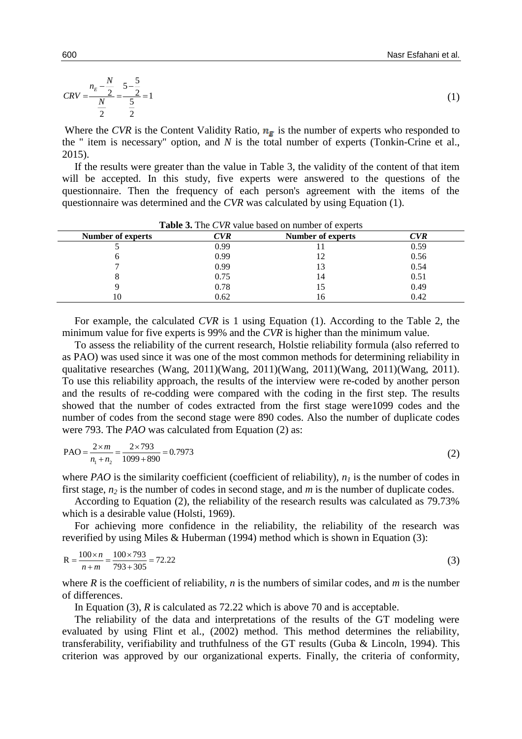$$CRV = \frac{n_E - \frac{N}{2}}{\frac{N}{2}} = \frac{5 - \frac{5}{2}}{\frac{5}{2}} = 1 \tag{1}$$

Where the *CVR* is the Content Validity Ratio, $n_E$ is the number of experts who responded to the " item is necessary" option, and *N* is the total number of experts (Tonkin-Crine et al., 2015).

If the results were greater than the value in Table 3, the validity of the content of that item will be accepted. In this study, five experts were answered to the questions of the questionnaire. Then the frequency of each person's agreement with the items of the questionnaire was determined and the *CVR* was calculated by using Equation (1).

**Table 3.** The *CVR* value based on number of experts

| Number of experts | *CVR* | Number of experts | *CVR* |
|---|---|---|---|
| 5 | 0.99 | 11 | 0.59 |
| 6 | 0.99 | 12 | 0.56 |
| 7 | 0.99 | 13 | 0.54 |
| 8 | 0.75 | 14 | 0.51 |
| 9 | 0.78 | 15 | 0.49 |
| 10 | 0.62 | 16 | 0.42 |

For example, the calculated *CVR* is 1 using Equation (1). According to the Table 2, the minimum value for five experts is 99% and the *CVR* is higher than the minimum value.

To assess the reliability of the current research, Holstie reliability formula (also referred to as PAO) was used since it was one of the most common methods for determining reliability in qualitative researches (Wang, 2011)(Wang, 2011)(Wang, 2011)(Wang, 2011)(Wang, 2011). To use this reliability approach, the results of the interview were re-coded by another person and the results of re-codding were compared with the coding in the first step. The results showed that the number of codes extracted from the first stage were1099 codes and the number of codes from the second stage were 890 codes. Also the number of duplicate codes were 793. The *PAO* was calculated from Equation (2) as:

$$\text{PAO} = \frac{2 \times m}{n_1 + n_2} = \frac{2 \times 793}{1099 + 890} = 0.7973 \tag{2}$$

where *PAO* is the similarity coefficient (coefficient of reliability), $n_1$ is the number of codes in first stage, $n_2$ is the number of codes in second stage, and *m* is the number of duplicate codes.

According to Equation (2), the reliability of the research results was calculated as 79.73% which is a desirable value (Holsti, 1969).

For achieving more confidence in the reliability, the reliability of the research was reverified by using Miles & Huberman (1994) method which is shown in Equation (3):

$$\text{R} = \frac{100 \times n}{n + m} = \frac{100 \times 793}{793 + 305} = 72.22 \tag{3}$$

where *R* is the coefficient of reliability, *n* is the numbers of similar codes, and *m* is the number of differences.

In Equation (3), *R* is calculated as 72.22 which is above 70 and is acceptable.

The reliability of the data and interpretations of the results of the GT modeling were evaluated by using Flint et al., (2002) method. This method determines the reliability, transferability, verifiability and truthfulness of the GT results (Guba & Lincoln, 1994). This criterion was approved by our organizational experts. Finally, the criteria of conformity,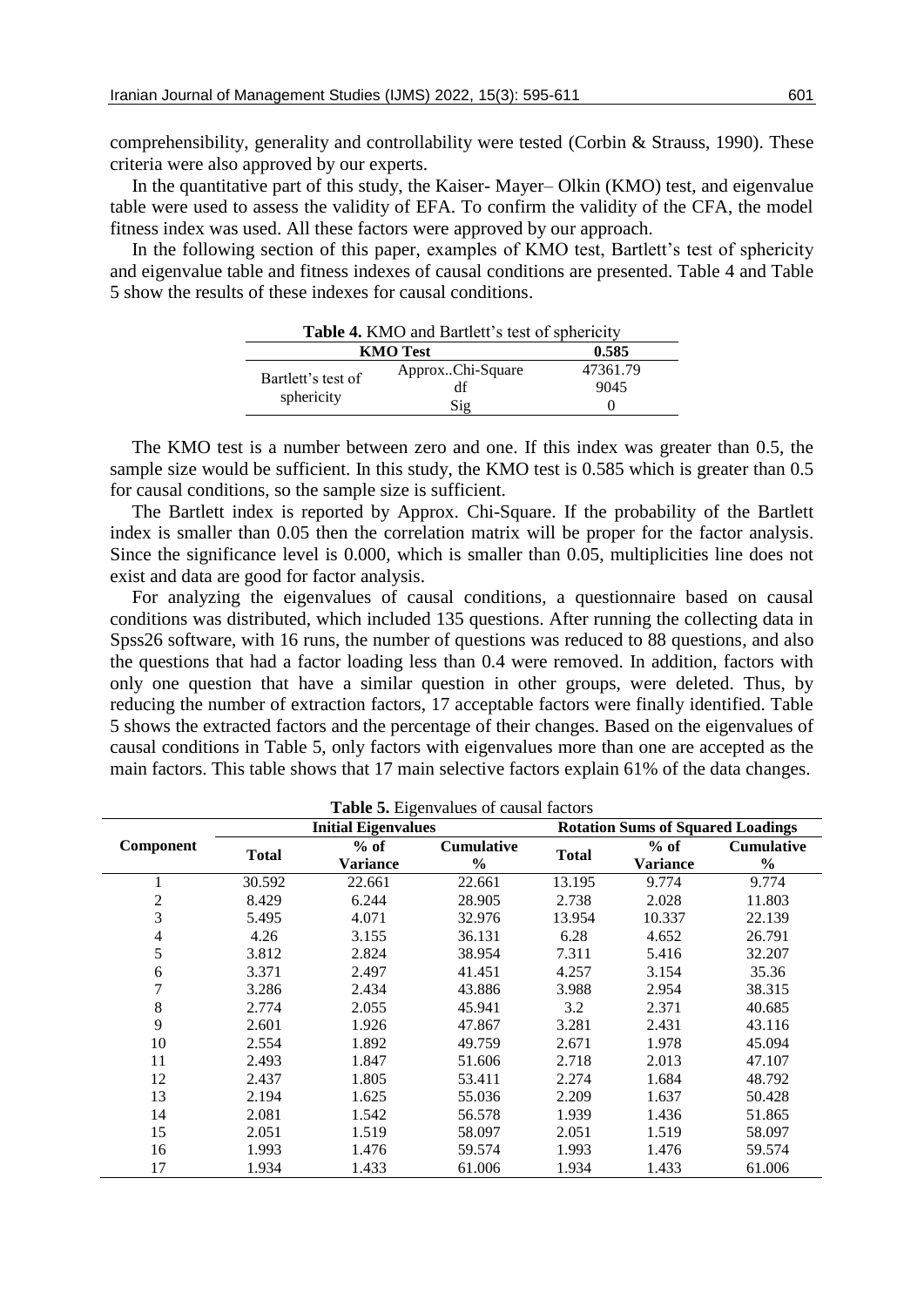comprehensibility, generality and controllability were tested (Corbin & Strauss, 1990). These criteria were also approved by our experts.

In the quantitative part of this study, the Kaiser- Mayer– Olkin (KMO) test, and eigenvalue table were used to assess the validity of EFA. To confirm the validity of the CFA, the model fitness index was used. All these factors were approved by our approach.

In the following section of this paper, examples of KMO test, Bartlett's test of sphericity and eigenvalue table and fitness indexes of causal conditions are presented. Table 4 and Table 5 show the results of these indexes for causal conditions.

**Table 4.** KMO and Bartlett's test of sphericity

| KMO Test | | 0.585 |
|---|---|---|
| Bartlett's test of sphericity | Approx..Chi-Square | 47361.79 |
| | df | 9045 |
| | Sig | 0 |

The KMO test is a number between zero and one. If this index was greater than 0.5, the sample size would be sufficient. In this study, the KMO test is 0.585 which is greater than 0.5 for causal conditions, so the sample size is sufficient.

The Bartlett index is reported by Approx. Chi-Square. If the probability of the Bartlett index is smaller than 0.05 then the correlation matrix will be proper for the factor analysis. Since the significance level is 0.000, which is smaller than 0.05, multiplicities line does not exist and data are good for factor analysis.

For analyzing the eigenvalues of causal conditions, a questionnaire based on causal conditions was distributed, which included 135 questions. After running the collecting data in Spss26 software, with 16 runs, the number of questions was reduced to 88 questions, and also the questions that had a factor loading less than 0.4 were removed. In addition, factors with only one question that have a similar question in other groups, were deleted. Thus, by reducing the number of extraction factors, 17 acceptable factors were finally identified. Table 5 shows the extracted factors and the percentage of their changes. Based on the eigenvalues of causal conditions in Table 5, only factors with eigenvalues more than one are accepted as the main factors. This table shows that 17 main selective factors explain 61% of the data changes.

**Table 5.** Eigenvalues of causal factors

| Component | Initial Eigenvalues | | | Rotation Sums of Squared Loadings | | |
|---|---|---|---|---|---|---|
| | Total | % of Variance | Cumulative % | Total | % of Variance | Cumulative % |
| 1 | 30.592 | 22.661 | 22.661 | 13.195 | 9.774 | 9.774 |
| 2 | 8.429 | 6.244 | 28.905 | 2.738 | 2.028 | 11.803 |
| 3 | 5.495 | 4.071 | 32.976 | 13.954 | 10.337 | 22.139 |
| 4 | 4.26 | 3.155 | 36.131 | 6.28 | 4.652 | 26.791 |
| 5 | 3.812 | 2.824 | 38.954 | 7.311 | 5.416 | 32.207 |
| 6 | 3.371 | 2.497 | 41.451 | 4.257 | 3.154 | 35.36 |
| 7 | 3.286 | 2.434 | 43.886 | 3.988 | 2.954 | 38.315 |
| 8 | 2.774 | 2.055 | 45.941 | 3.2 | 2.371 | 40.685 |
| 9 | 2.601 | 1.926 | 47.867 | 3.281 | 2.431 | 43.116 |
| 10 | 2.554 | 1.892 | 49.759 | 2.671 | 1.978 | 45.094 |
| 11 | 2.493 | 1.847 | 51.606 | 2.718 | 2.013 | 47.107 |
| 12 | 2.437 | 1.805 | 53.411 | 2.274 | 1.684 | 48.792 |
| 13 | 2.194 | 1.625 | 55.036 | 2.209 | 1.637 | 50.428 |
| 14 | 2.081 | 1.542 | 56.578 | 1.939 | 1.436 | 51.865 |
| 15 | 2.051 | 1.519 | 58.097 | 2.051 | 1.519 | 58.097 |
| 16 | 1.993 | 1.476 | 59.574 | 1.993 | 1.476 | 59.574 |
| 17 | 1.934 | 1.433 | 61.006 | 1.934 | 1.433 | 61.006 |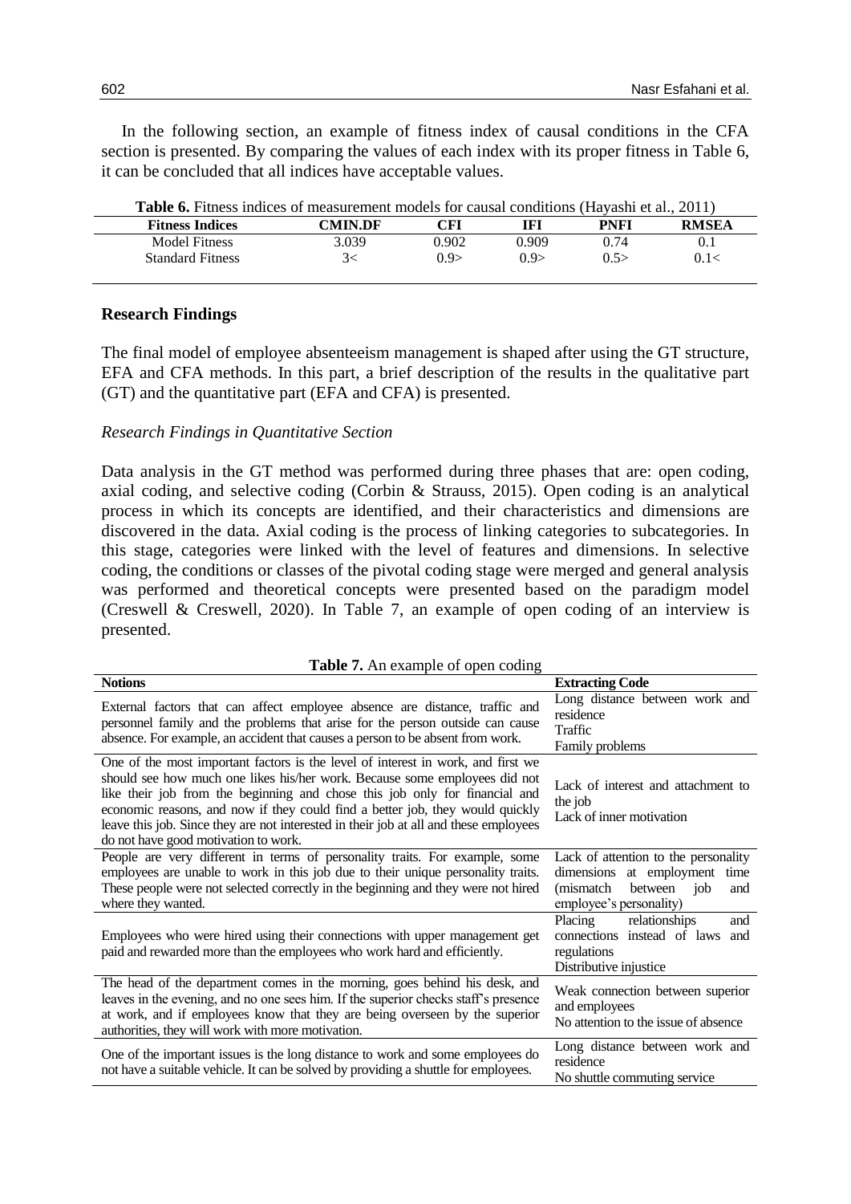In the following section, an example of fitness index of causal conditions in the CFA section is presented. By comparing the values of each index with its proper fitness in Table 6, it can be concluded that all indices have acceptable values.

**Table 6.** Fitness indices of measurement models for causal conditions (Hayashi et al., 2011)

| Fitness Indices | CMIN.DF | CFI | IFI | PNFI | RMSEA |
|---|---|---|---|---|---|
| Model Fitness | 3.039 | 0.902 | 0.909 | 0.74 | 0.1 |
| Standard Fitness | 3< | 0.9> | 0.9> | 0.5> | 0.1< |

## Research Findings

The final model of employee absenteeism management is shaped after using the GT structure, EFA and CFA methods. In this part, a brief description of the results in the qualitative part (GT) and the quantitative part (EFA and CFA) is presented.

### *Research Findings in Quantitative Section*

Data analysis in the GT method was performed during three phases that are: open coding, axial coding, and selective coding (Corbin & Strauss, 2015). Open coding is an analytical process in which its concepts are identified, and their characteristics and dimensions are discovered in the data. Axial coding is the process of linking categories to subcategories. In this stage, categories were linked with the level of features and dimensions. In selective coding, the conditions or classes of the pivotal coding stage were merged and general analysis was performed and theoretical concepts were presented based on the paradigm model (Creswell & Creswell, 2020). In Table 7, an example of open coding of an interview is presented.

**Table 7.** An example of open coding

| Notions | Extracting Code |
|---|---|
| External factors that can affect employee absence are distance, traffic and personnel family and the problems that arise for the person outside can cause absence. For example, an accident that causes a person to be absent from work. | Long distance between work and residence<br>Traffic<br>Family problems |
| One of the most important factors is the level of interest in work, and first we should see how much one likes his/her work. Because some employees did not like their job from the beginning and chose this job only for financial and economic reasons, and now if they could find a better job, they would quickly leave this job. Since they are not interested in their job at all and these employees do not have good motivation to work. | Lack of interest and attachment to the job<br>Lack of inner motivation |
| People are very different in terms of personality traits. For example, some employees are unable to work in this job due to their unique personality traits. These people were not selected correctly in the beginning and they were not hired where they wanted. | Lack of attention to the personality dimensions at employment time (mismatch between job and employee's personality) |
| Employees who were hired using their connections with upper management get paid and rewarded more than the employees who work hard and efficiently. | Placing relationships and connections instead of laws and regulations<br>Distributive injustice |
| The head of the department comes in the morning, goes behind his desk, and leaves in the evening, and no one sees him. If the superior checks staff's presence at work, and if employees know that they are being overseen by the superior authorities, they will work with more motivation. | Weak connection between superior and employees<br>No attention to the issue of absence |
| One of the important issues is the long distance to work and some employees do not have a suitable vehicle. It can be solved by providing a shuttle for employees. | Long distance between work and residence<br>No shuttle commuting service |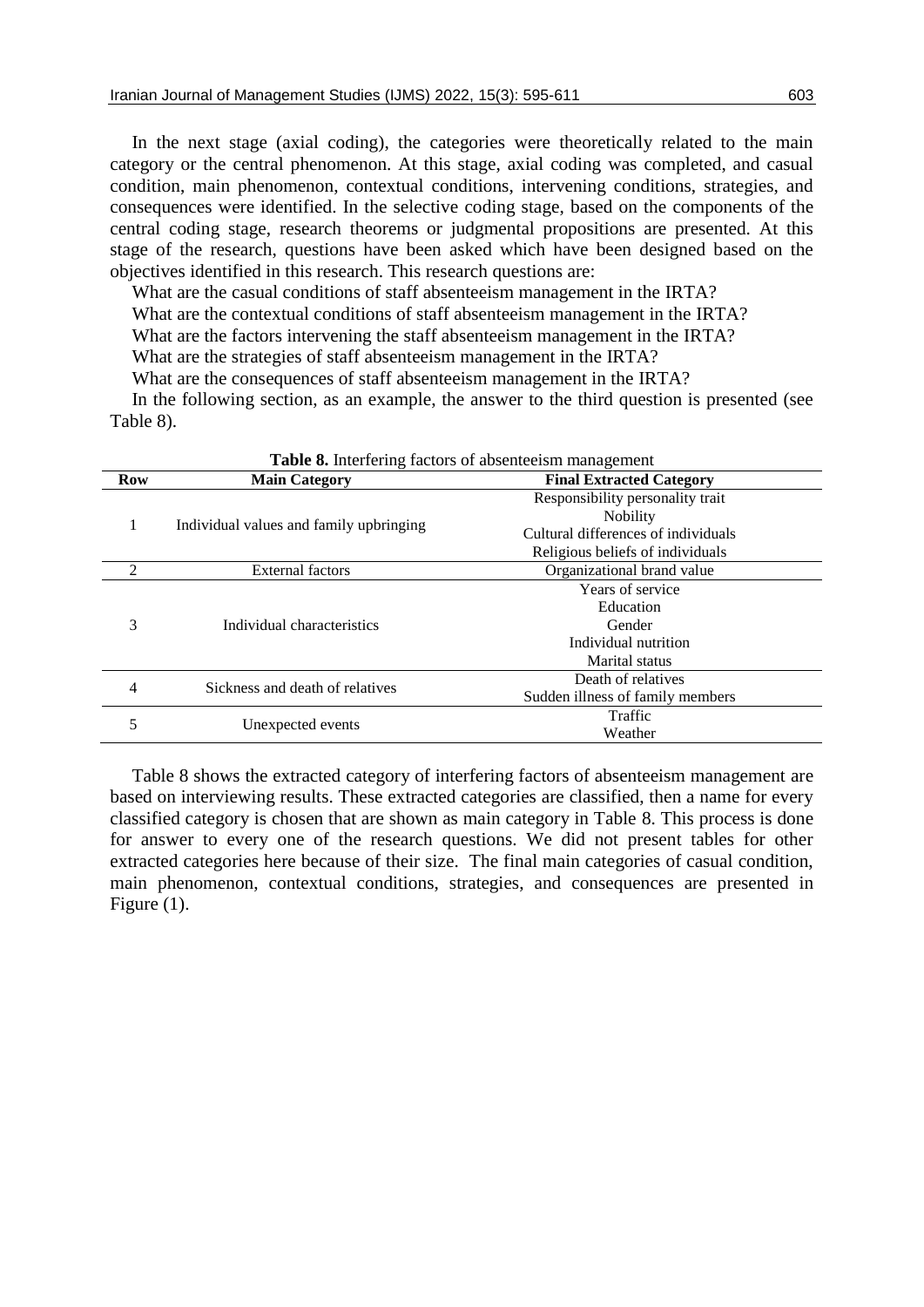In the next stage (axial coding), the categories were theoretically related to the main category or the central phenomenon. At this stage, axial coding was completed, and casual condition, main phenomenon, contextual conditions, intervening conditions, strategies, and consequences were identified. In the selective coding stage, based on the components of the central coding stage, research theorems or judgmental propositions are presented. At this stage of the research, questions have been asked which have been designed based on the objectives identified in this research. This research questions are:

What are the casual conditions of staff absenteeism management in the IRTA?

What are the contextual conditions of staff absenteeism management in the IRTA?

What are the factors intervening the staff absenteeism management in the IRTA?

What are the strategies of staff absenteeism management in the IRTA?

What are the consequences of staff absenteeism management in the IRTA?

In the following section, as an example, the answer to the third question is presented (see Table 8).

**Table 8.** Interfering factors of absenteeism management

| Row | Main Category | Final Extracted Category |
|---|---|---|
| 1 | Individual values and family upbringing | Responsibility personality trait |
| | | Nobility |
| | | Cultural differences of individuals |
| | | Religious beliefs of individuals |
| 2 | External factors | Organizational brand value |
| 3 | Individual characteristics | Years of service |
| | | Education |
| | | Gender |
| | | Individual nutrition |
| | | Marital status |
| 4 | Sickness and death of relatives | Death of relatives |
| | | Sudden illness of family members |
| 5 | Unexpected events | Traffic |
| | | Weather |

Table 8 shows the extracted category of interfering factors of absenteeism management are based on interviewing results. These extracted categories are classified, then a name for every classified category is chosen that are shown as main category in Table 8. This process is done for answer to every one of the research questions. We did not present tables for other extracted categories here because of their size. The final main categories of casual condition, main phenomenon, contextual conditions, strategies, and consequences are presented in Figure (1).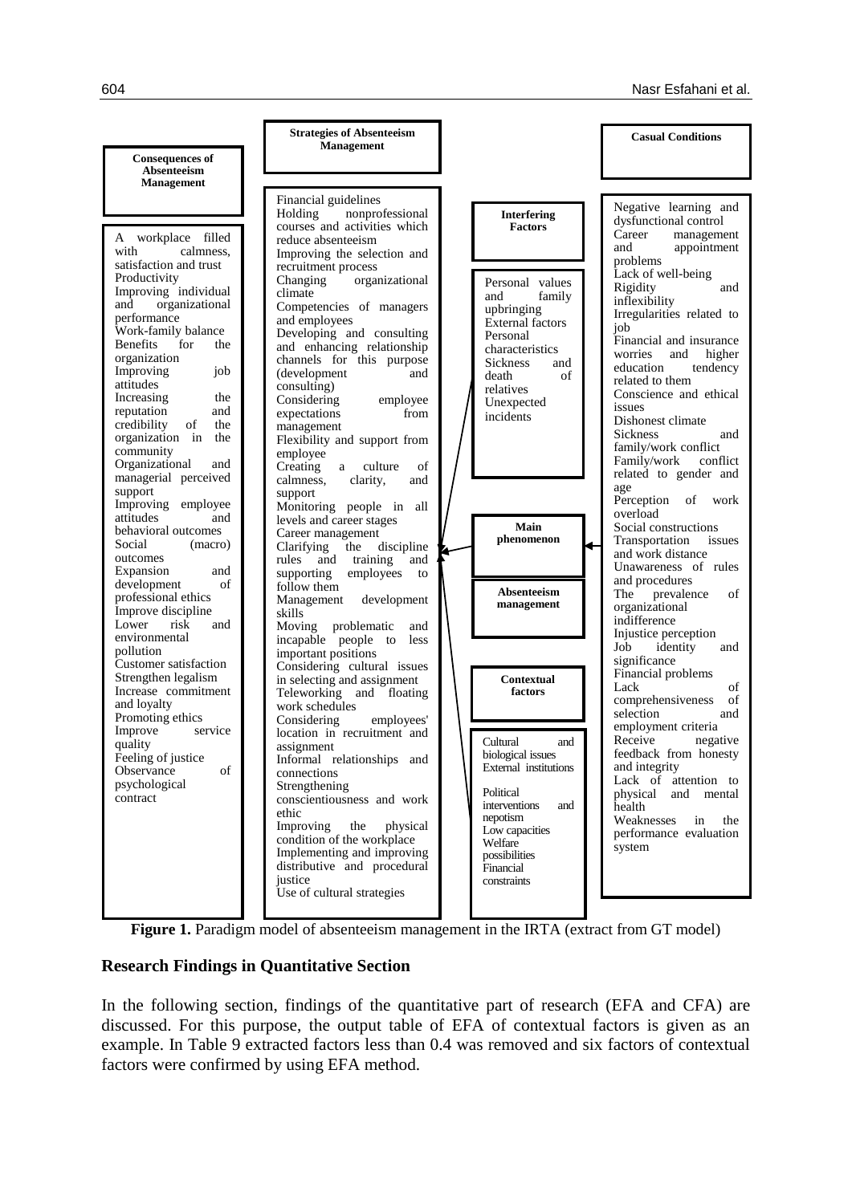**Consequences of Absenteeism Management**

- A workplace filled with calmness, satisfaction and trust
- Productivity
- Improving individual and organizational performance
- Work-family balance
- Benefits for the organization
- Improving job attitudes
- Increasing the reputation and credibility of the organization in the community
- Organizational and managerial perceived support
- Improving employee attitudes and behavioral outcomes
- Social (macro) outcomes
- Expansion and development of professional ethics
- Improve discipline
- Lower risk and environmental pollution
- Customer satisfaction
- Strengthen legalism
- Increase commitment and loyalty
- Promoting ethics
- Improve service quality
- Feeling of justice
- Observance of psychological contract

**Strategies of Absenteeism Management**

- Financial guidelines
- Holding nonprofessional courses and activities which reduce absenteeism
- Improving the selection and recruitment process
- Changing organizational climate
- Competencies of managers and employees
- Developing and consulting and enhancing relationship channels for this purpose (development and consulting)
- Considering employee expectations from management
- Flexibility and support from employee
- Creating a culture of calmness, clarity, and support
- Monitoring people in all levels and career stages
- Career management
- Clarifying the discipline rules and training and supporting employees to follow them
- Management development skills
- Moving problematic and incapable people to less important positions
- Considering cultural issues in selecting and assignment
- Teleworking and floating work schedules
- Considering employees' location in recruitment and assignment
- Informal relationships and connections
- Strengthening conscientiousness and work ethic
- Improving the physical condition of the workplace
- Implementing and improving distributive and procedural justice
- Use of cultural strategies

**Interfering Factors**

- Personal values and family upbringing
- External factors
- Personal characteristics
- Sickness and death of relatives
- Unexpected incidents

**Main phenomenon**

**Absenteeism management**

**Contextual factors**

- Cultural and biological issues
- External institutions
- Political interventions and nepotism
- Low capacities
- Welfare possibilities
- Financial constraints

**Casual Conditions**

- Negative learning and dysfunctional control
- Career management and appointment problems
- Lack of well-being
- Rigidity and inflexibility
- Irregularities related to job
- Financial and insurance worries and higher education tendency related to them
- Conscience and ethical issues
- Dishonest climate
- Sickness and family/work conflict
- Family/work conflict related to gender and age
- Perception of work overload
- Social constructions
- Transportation issues and work distance
- Unawareness of rules and procedures
- The prevalence of organizational indifference
- Injustice perception
- Job identity and significance
- Financial problems
- Lack of comprehensiveness of selection and employment criteria
- Receive negative feedback from honesty and integrity
- Lack of attention to physical and mental health
- Weaknesses in the performance evaluation system

**Figure 1.** Paradigm model of absenteeism management in the IRTA (extract from GT model)

## Research Findings in Quantitative Section

In the following section, findings of the quantitative part of research (EFA and CFA) are discussed. For this purpose, the output table of EFA of contextual factors is given as an example. In Table 9 extracted factors less than 0.4 was removed and six factors of contextual factors were confirmed by using EFA method.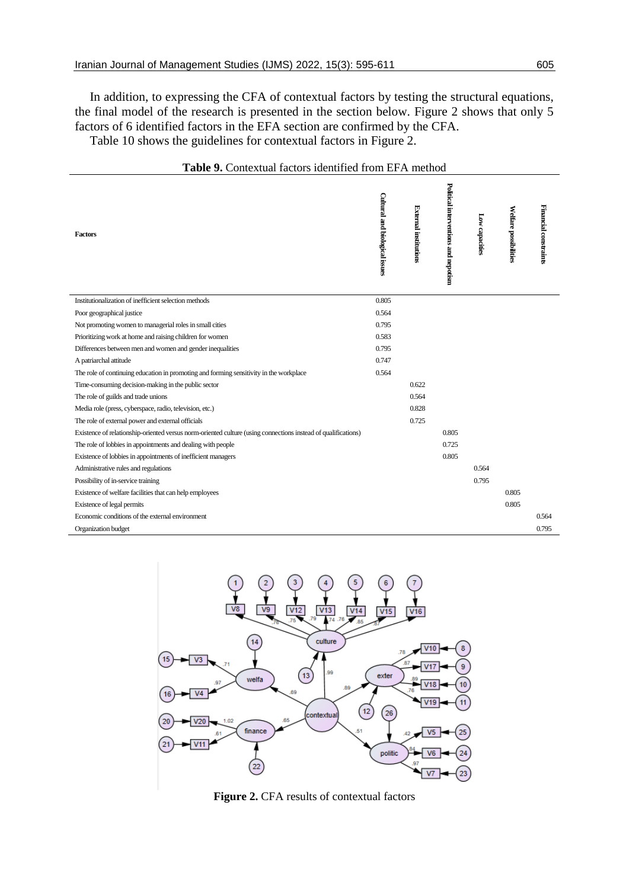In addition, to expressing the CFA of contextual factors by testing the structural equations, the final model of the research is presented in the section below. Figure 2 shows that only 5 factors of 6 identified factors in the EFA section are confirmed by the CFA.

Table 10 shows the guidelines for contextual factors in Figure 2.

**Table 9.** Contextual factors identified from EFA method

| Factors | Cultural and biological issues | External institutions | Political interventions and nepotism | Low capacities | Welfare possibilities | Financial constraints |
|---|---|---|---|---|---|---|
| Institutionalization of inefficient selection methods | 0.805 | | | | | |
| Poor geographical justice | 0.564 | | | | | |
| Not promoting women to managerial roles in small cities | 0.795 | | | | | |
| Prioritizing work at home and raising children for women | 0.583 | | | | | |
| Differences between men and women and gender inequalities | 0.795 | | | | | |
| A patriarchal attitude | 0.747 | | | | | |
| The role of continuing education in promoting and forming sensitivity in the workplace | 0.564 | | | | | |
| Time-consuming decision-making in the public sector | | 0.622 | | | | |
| The role of guilds and trade unions | | 0.564 | | | | |
| Media role (press, cyberspace, radio, television, etc.) | | 0.828 | | | | |
| The role of external power and external officials | | 0.725 | | | | |
| Existence of relationship-oriented versus norm-oriented culture (using connections instead of qualifications) | | | 0.805 | | | |
| The role of lobbies in appointments and dealing with people | | | 0.725 | | | |
| Existence of lobbies in appointments of inefficient managers | | | 0.805 | | | |
| Administrative rules and regulations | | | | 0.564 | | |
| Possibility of in-service training | | | | 0.795 | | |
| Existence of welfare facilities that can help employees | | | | | 0.805 | |
| Existence of legal permits | | | | | 0.805 | |
| Economic conditions of the external environment | | | | | | 0.564 |
| Organization budget | | | | | | 0.795 |

**Figure 2.** CFA results of contextual factors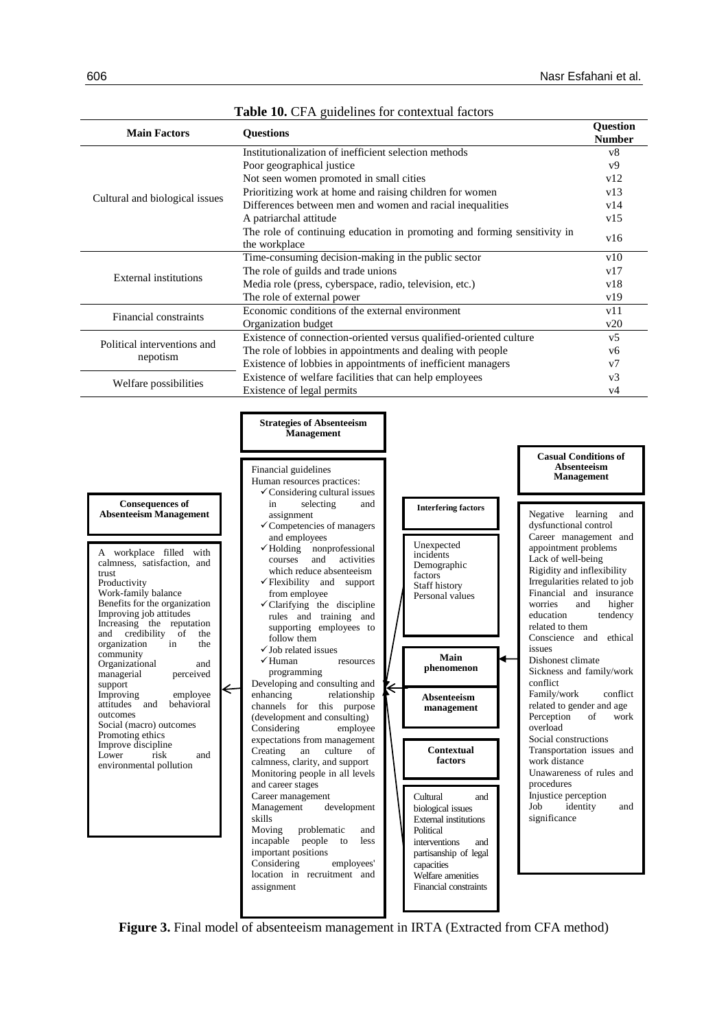**Table 10.** CFA guidelines for contextual factors

| Main Factors | Questions | Question Number |
|---|---|---|
| Cultural and biological issues | Institutionalization of inefficient selection methods | v8 |
| | Poor geographical justice | v9 |
| | Not seen women promoted in small cities | v12 |
| | Prioritizing work at home and raising children for women | v13 |
| | Differences between men and women and racial inequalities | v14 |
| | A patriarchal attitude | v15 |
| | The role of continuing education in promoting and forming sensitivity in the workplace | v16 |
| External institutions | Time-consuming decision-making in the public sector | v10 |
| | The role of guilds and trade unions | v17 |
| | Media role (press, cyberspace, radio, television, etc.) | v18 |
| | The role of external power | v19 |
| Financial constraints | Economic conditions of the external environment | v11 |
| | Organization budget | v20 |
| Political interventions and nepotism | Existence of connection-oriented versus qualified-oriented culture | v5 |
| | The role of lobbies in appointments and dealing with people | v6 |
| | Existence of lobbies in appointments of inefficient managers | v7 |
| Welfare possibilities | Existence of welfare facilities that can help employees | v3 |
| | Existence of legal permits | v4 |

**Strategies of Absenteeism Management**

Financial guidelines
Human resources practices:
- ✓ Considering cultural issues in selecting and assignment
- ✓ Competencies of managers and employees
- ✓ Holding nonprofessional courses and activities which reduce absenteeism
- ✓ Flexibility and support from employee
- ✓ Clarifying the discipline rules and training and supporting employees to follow them
- ✓ Job related issues
- ✓ Human resources programming

Developing and consulting and enhancing relationship channels for this purpose (development and consulting)
Considering employee expectations from management
Creating an culture of calmness, clarity, and support
Monitoring people in all levels and career stages
Career management
Management development skills
Moving problematic and incapable people to less important positions
Considering employees' location in recruitment and assignment

**Consequences of Absenteeism Management**

A workplace filled with calmness, satisfaction, and trust
Productivity
Work-family balance
Benefits for the organization
Improving job attitudes
Increasing the reputation and credibility of the organization in the community
Organizational and managerial perceived support
Improving employee attitudes and behavioral outcomes
Social (macro) outcomes
Promoting ethics
Improve discipline
Lower risk and environmental pollution

**Interfering factors**

Unexpected incidents
Demographic factors
Staff history
Personal values

**Main phenomenon**

**Absenteeism management**

**Contextual factors**

Cultural and biological issues
External institutions
Political interventions and partisanship of legal capacities
Welfare amenities
Financial constraints

**Casual Conditions of Absenteeism Management**

Negative learning and dysfunctional control
Career management and appointment problems
Lack of well-being
Rigidity and inflexibility
Irregularities related to job
Financial and insurance worries and higher education tendency related to them
Conscience and ethical issues
Dishonest climate
Sickness and family/work conflict
Family/work conflict related to gender and age
Perception of work overload
Social constructions
Transportation issues and work distance
Unawareness of rules and procedures
Injustice perception
Job identity and significance

**Figure 3.** Final model of absenteeism management in IRTA (Extracted from CFA method)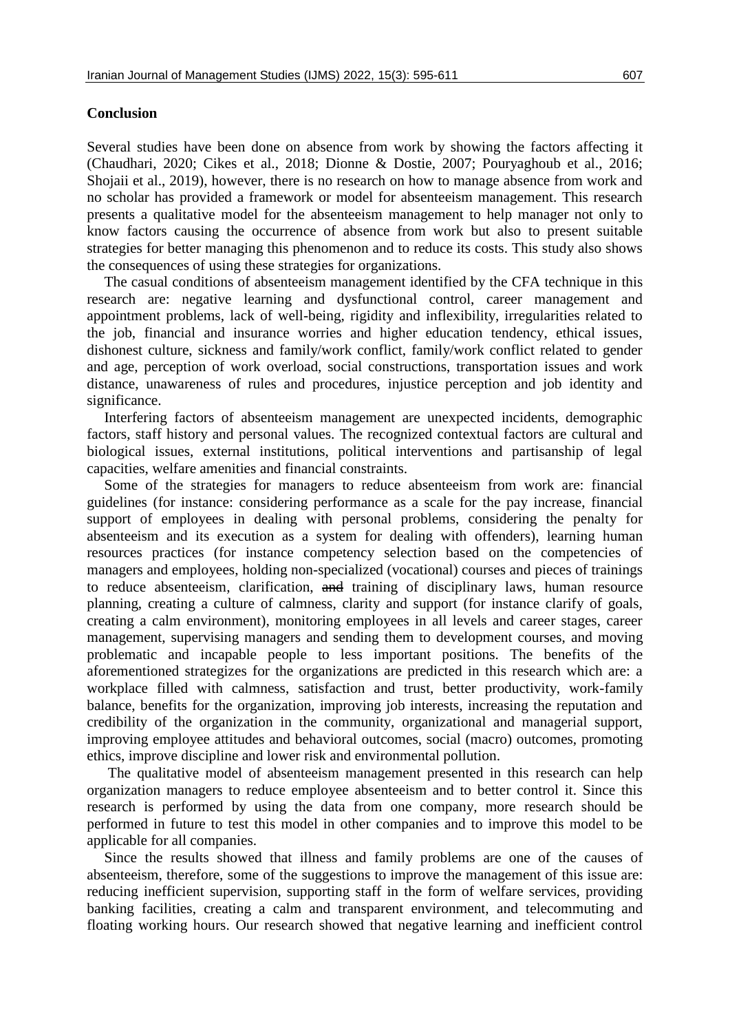## Conclusion

Several studies have been done on absence from work by showing the factors affecting it (Chaudhari, 2020; Cikes et al., 2018; Dionne & Dostie, 2007; Pouryaghoub et al., 2016; Shojaii et al., 2019), however, there is no research on how to manage absence from work and no scholar has provided a framework or model for absenteeism management. This research presents a qualitative model for the absenteeism management to help manager not only to know factors causing the occurrence of absence from work but also to present suitable strategies for better managing this phenomenon and to reduce its costs. This study also shows the consequences of using these strategies for organizations.

The casual conditions of absenteeism management identified by the CFA technique in this research are: negative learning and dysfunctional control, career management and appointment problems, lack of well-being, rigidity and inflexibility, irregularities related to the job, financial and insurance worries and higher education tendency, ethical issues, dishonest culture, sickness and family/work conflict, family/work conflict related to gender and age, perception of work overload, social constructions, transportation issues and work distance, unawareness of rules and procedures, injustice perception and job identity and significance.

Interfering factors of absenteeism management are unexpected incidents, demographic factors, staff history and personal values. The recognized contextual factors are cultural and biological issues, external institutions, political interventions and partisanship of legal capacities, welfare amenities and financial constraints.

Some of the strategies for managers to reduce absenteeism from work are: financial guidelines (for instance: considering performance as a scale for the pay increase, financial support of employees in dealing with personal problems, considering the penalty for absenteeism and its execution as a system for dealing with offenders), learning human resources practices (for instance competency selection based on the competencies of managers and employees, holding non-specialized (vocational) courses and pieces of trainings to reduce absenteeism, clarification, ~~and~~ training of disciplinary laws, human resource planning, creating a culture of calmness, clarity and support (for instance clarify of goals, creating a calm environment), monitoring employees in all levels and career stages, career management, supervising managers and sending them to development courses, and moving problematic and incapable people to less important positions. The benefits of the aforementioned strategizes for the organizations are predicted in this research which are: a workplace filled with calmness, satisfaction and trust, better productivity, work-family balance, benefits for the organization, improving job interests, increasing the reputation and credibility of the organization in the community, organizational and managerial support, improving employee attitudes and behavioral outcomes, social (macro) outcomes, promoting ethics, improve discipline and lower risk and environmental pollution.

The qualitative model of absenteeism management presented in this research can help organization managers to reduce employee absenteeism and to better control it. Since this research is performed by using the data from one company, more research should be performed in future to test this model in other companies and to improve this model to be applicable for all companies.

Since the results showed that illness and family problems are one of the causes of absenteeism, therefore, some of the suggestions to improve the management of this issue are: reducing inefficient supervision, supporting staff in the form of welfare services, providing banking facilities, creating a calm and transparent environment, and telecommuting and floating working hours. Our research showed that negative learning and inefficient control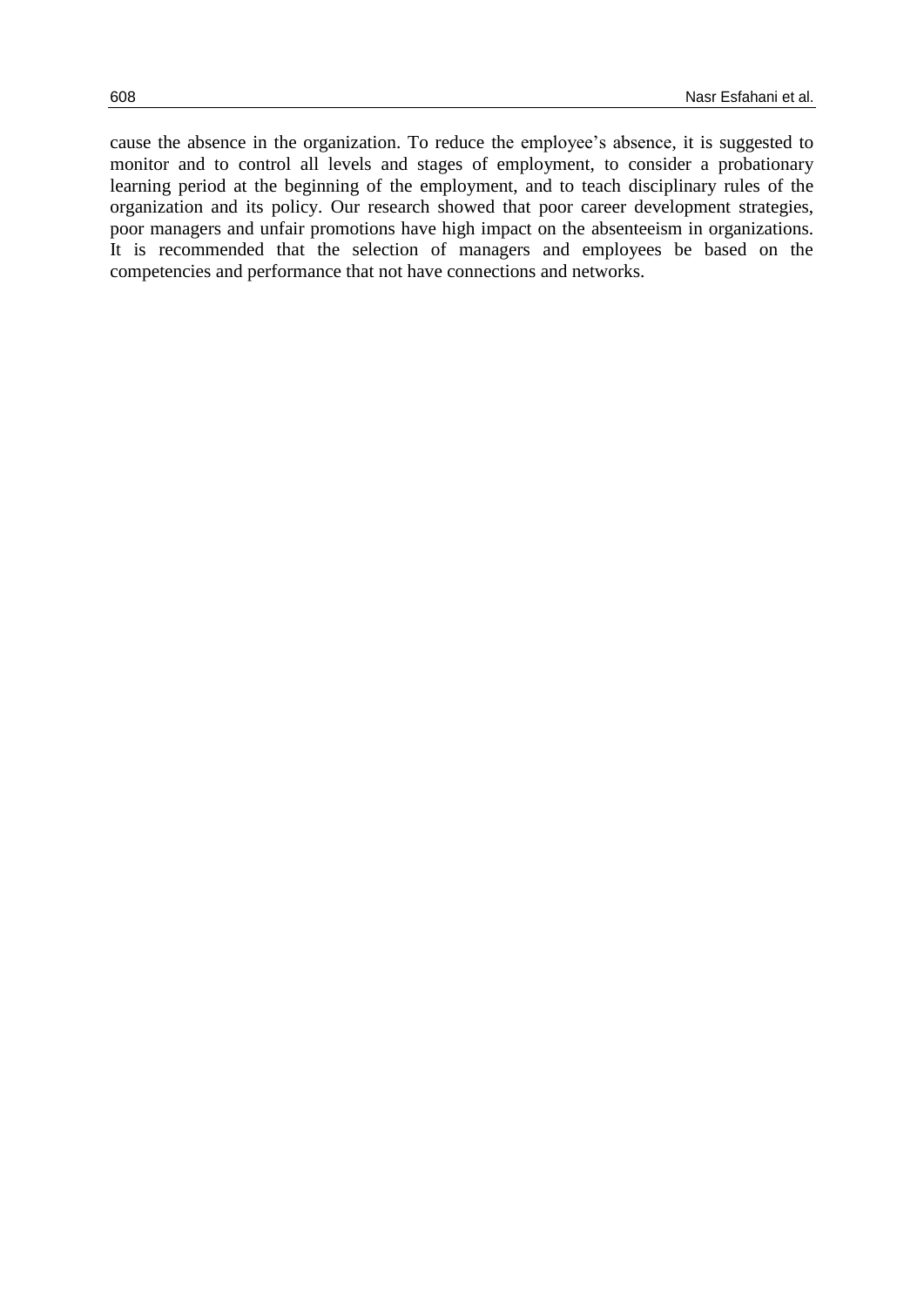cause the absence in the organization. To reduce the employee's absence, it is suggested to monitor and to control all levels and stages of employment, to consider a probationary learning period at the beginning of the employment, and to teach disciplinary rules of the organization and its policy. Our research showed that poor career development strategies, poor managers and unfair promotions have high impact on the absenteeism in organizations. It is recommended that the selection of managers and employees be based on the competencies and performance that not have connections and networks.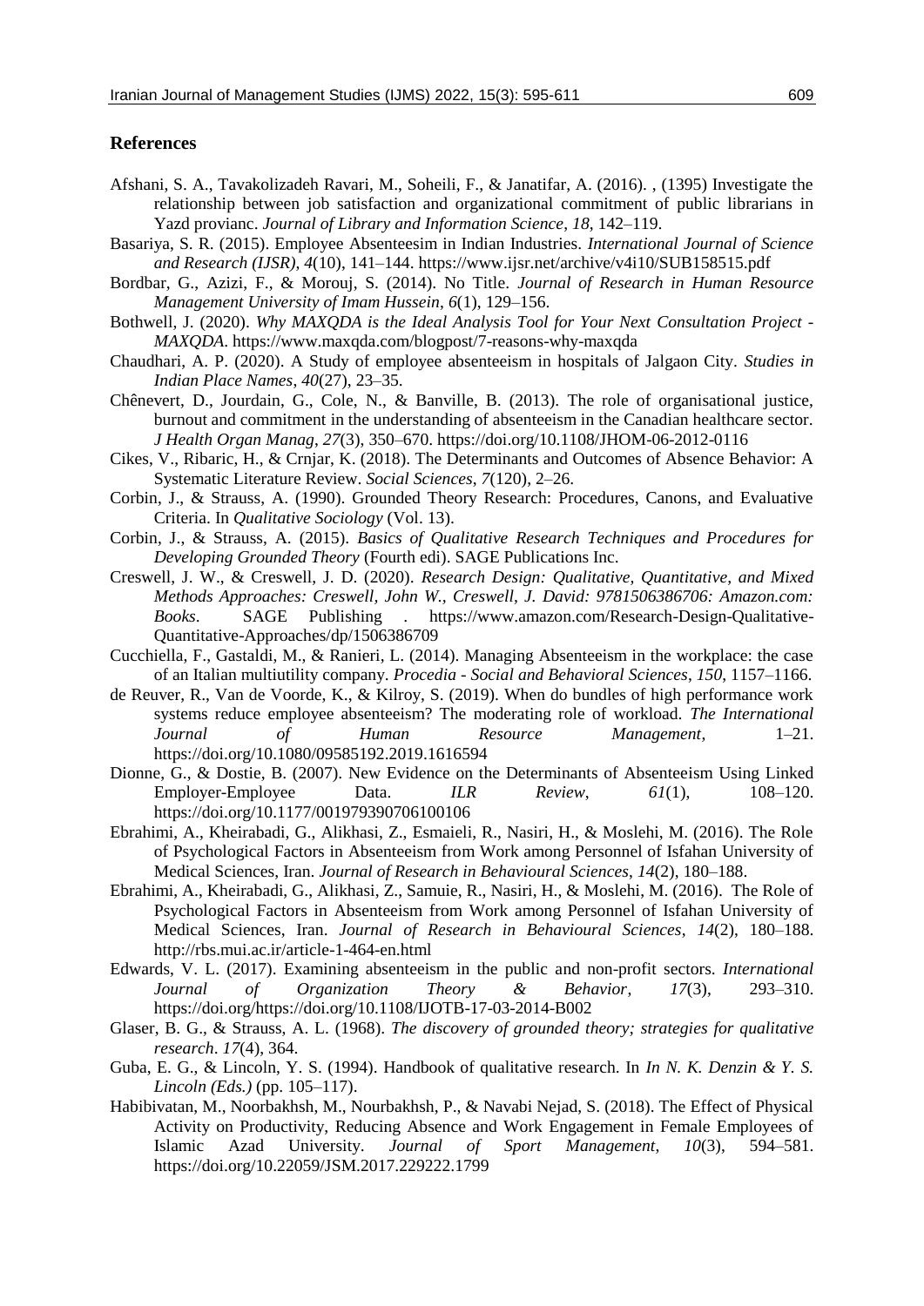## References

Afshani, S. A., Tavakolizadeh Ravari, M., Soheili, F., & Janatifar, A. (2016). , (1395) Investigate the relationship between job satisfaction and organizational commitment of public librarians in Yazd provianc. *Journal of Library and Information Science*, *18*, 142–119.

Basariya, S. R. (2015). Employee Absenteesim in Indian Industries. *International Journal of Science and Research (IJSR)*, *4*(10), 141–144. https://www.ijsr.net/archive/v4i10/SUB158515.pdf

Bordbar, G., Azizi, F., & Morouj, S. (2014). No Title. *Journal of Research in Human Resource Management University of Imam Hussein*, *6*(1), 129–156.

Bothwell, J. (2020). *Why MAXQDA is the Ideal Analysis Tool for Your Next Consultation Project - MAXQDA*. https://www.maxqda.com/blogpost/7-reasons-why-maxqda

Chaudhari, A. P. (2020). A Study of employee absenteeism in hospitals of Jalgaon City. *Studies in Indian Place Names*, *40*(27), 23–35.

Chênevert, D., Jourdain, G., Cole, N., & Banville, B. (2013). The role of organisational justice, burnout and commitment in the understanding of absenteeism in the Canadian healthcare sector. *J Health Organ Manag*, *27*(3), 350–670. https://doi.org/10.1108/JHOM-06-2012-0116

Cikes, V., Ribaric, H., & Crnjar, K. (2018). The Determinants and Outcomes of Absence Behavior: A Systematic Literature Review. *Social Sciences*, *7*(120), 2–26.

Corbin, J., & Strauss, A. (1990). Grounded Theory Research: Procedures, Canons, and Evaluative Criteria. In *Qualitative Sociology* (Vol. 13).

Corbin, J., & Strauss, A. (2015). *Basics of Qualitative Research Techniques and Procedures for Developing Grounded Theory* (Fourth edi). SAGE Publications Inc.

Creswell, J. W., & Creswell, J. D. (2020). *Research Design: Qualitative, Quantitative, and Mixed Methods Approaches: Creswell, John W., Creswell, J. David: 9781506386706: Amazon.com: Books*. SAGE Publishing . https://www.amazon.com/Research-Design-Qualitative-Quantitative-Approaches/dp/1506386709

Cucchiella, F., Gastaldi, M., & Ranieri, L. (2014). Managing Absenteeism in the workplace: the case of an Italian multiutility company. *Procedia - Social and Behavioral Sciences*, *150*, 1157–1166.

de Reuver, R., Van de Voorde, K., & Kilroy, S. (2019). When do bundles of high performance work systems reduce employee absenteeism? The moderating role of workload. *The International Journal of Human Resource Management*, 1–21. https://doi.org/10.1080/09585192.2019.1616594

Dionne, G., & Dostie, B. (2007). New Evidence on the Determinants of Absenteeism Using Linked Employer-Employee Data. *ILR Review*, *61*(1), 108–120. https://doi.org/10.1177/001979390706100106

Ebrahimi, A., Kheirabadi, G., Alikhasi, Z., Esmaieli, R., Nasiri, H., & Moslehi, M. (2016). The Role of Psychological Factors in Absenteeism from Work among Personnel of Isfahan University of Medical Sciences, Iran. *Journal of Research in Behavioural Sciences*, *14*(2), 180–188.

Ebrahimi, A., Kheirabadi, G., Alikhasi, Z., Samuie, R., Nasiri, H., & Moslehi, M. (2016). The Role of Psychological Factors in Absenteeism from Work among Personnel of Isfahan University of Medical Sciences, Iran. *Journal of Research in Behavioural Sciences*, *14*(2), 180–188. http://rbs.mui.ac.ir/article-1-464-en.html

Edwards, V. L. (2017). Examining absenteeism in the public and non-profit sectors. *International Journal of Organization Theory & Behavior*, *17*(3), 293–310. https://doi.org/https://doi.org/10.1108/IJOTB-17-03-2014-B002

Glaser, B. G., & Strauss, A. L. (1968). *The discovery of grounded theory; strategies for qualitative research*. *17*(4), 364.

Guba, E. G., & Lincoln, Y. S. (1994). Handbook of qualitative research. In *In N. K. Denzin & Y. S. Lincoln (Eds.)* (pp. 105–117).

Habibivatan, M., Noorbakhsh, M., Nourbakhsh, P., & Navabi Nejad, S. (2018). The Effect of Physical Activity on Productivity, Reducing Absence and Work Engagement in Female Employees of Islamic Azad University. *Journal of Sport Management*, *10*(3), 594–581. https://doi.org/10.22059/JSM.2017.229222.1799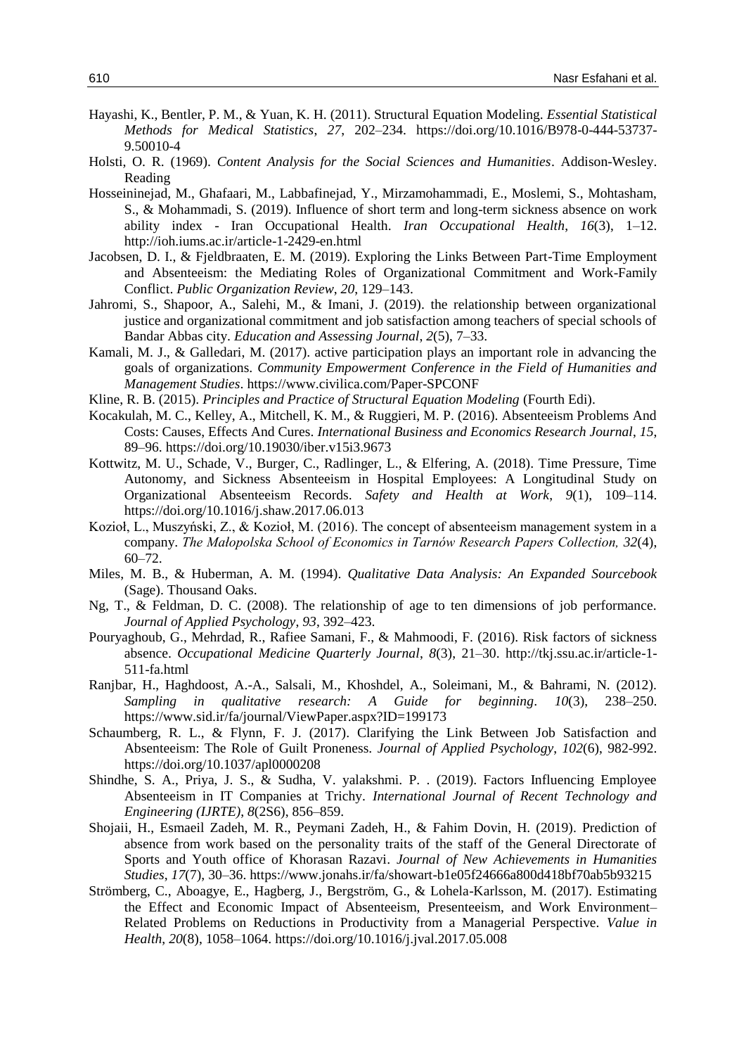Hayashi, K., Bentler, P. M., & Yuan, K. H. (2011). Structural Equation Modeling. *Essential Statistical Methods for Medical Statistics*, *27*, 202–234. https://doi.org/10.1016/B978-0-444-53737-9.50010-4

Holsti, O. R. (1969). *Content Analysis for the Social Sciences and Humanities*. Addison-Wesley. Reading

Hosseininejad, M., Ghafaari, M., Labbafinejad, Y., Mirzamohammadi, E., Moslemi, S., Mohtasham, S., & Mohammadi, S. (2019). Influence of short term and long-term sickness absence on work ability index - Iran Occupational Health. *Iran Occupational Health*, *16*(3), 1–12. http://ioh.iums.ac.ir/article-1-2429-en.html

Jacobsen, D. I., & Fjeldbraaten, E. M. (2019). Exploring the Links Between Part-Time Employment and Absenteeism: the Mediating Roles of Organizational Commitment and Work-Family Conflict. *Public Organization Review*, *20*, 129–143.

Jahromi, S., Shapoor, A., Salehi, M., & Imani, J. (2019). the relationship between organizational justice and organizational commitment and job satisfaction among teachers of special schools of Bandar Abbas city. *Education and Assessing Journal*, *2*(5), 7–33.

Kamali, M. J., & Galledari, M. (2017). active participation plays an important role in advancing the goals of organizations. *Community Empowerment Conference in the Field of Humanities and Management Studies*. https://www.civilica.com/Paper-SPCONF

Kline, R. B. (2015). *Principles and Practice of Structural Equation Modeling* (Fourth Edi).

Kocakulah, M. C., Kelley, A., Mitchell, K. M., & Ruggieri, M. P. (2016). Absenteeism Problems And Costs: Causes, Effects And Cures. *International Business and Economics Research Journal*, *15*, 89–96. https://doi.org/10.19030/iber.v15i3.9673

Kottwitz, M. U., Schade, V., Burger, C., Radlinger, L., & Elfering, A. (2018). Time Pressure, Time Autonomy, and Sickness Absenteeism in Hospital Employees: A Longitudinal Study on Organizational Absenteeism Records. *Safety and Health at Work*, *9*(1), 109–114. https://doi.org/10.1016/j.shaw.2017.06.013

Kozioł, L., Muszyński, Z., & Kozioł, M. (2016). The concept of absenteeism management system in a company. *The Małopolska School of Economics in Tarnów Research Papers Collection, 32*(4), 60–72.

Miles, M. B., & Huberman, A. M. (1994). *Qualitative Data Analysis: An Expanded Sourcebook* (Sage). Thousand Oaks.

Ng, T., & Feldman, D. C. (2008). The relationship of age to ten dimensions of job performance. *Journal of Applied Psychology*, *93*, 392–423.

Pouryaghoub, G., Mehrdad, R., Rafiee Samani, F., & Mahmoodi, F. (2016). Risk factors of sickness absence. *Occupational Medicine Quarterly Journal*, *8*(3), 21–30. http://tkj.ssu.ac.ir/article-1-511-fa.html

Ranjbar, H., Haghdoost, A.-A., Salsali, M., Khoshdel, A., Soleimani, M., & Bahrami, N. (2012). *Sampling in qualitative research: A Guide for beginning*. *10*(3), 238–250. https://www.sid.ir/fa/journal/ViewPaper.aspx?ID=199173

Schaumberg, R. L., & Flynn, F. J. (2017). Clarifying the Link Between Job Satisfaction and Absenteeism: The Role of Guilt Proneness. *Journal of Applied Psychology*, *102*(6), 982-992. https://doi.org/10.1037/apl0000208

Shindhe, S. A., Priya, J. S., & Sudha, V. yalakshmi. P. . (2019). Factors Influencing Employee Absenteeism in IT Companies at Trichy. *International Journal of Recent Technology and Engineering (IJRTE)*, *8*(2S6), 856–859.

Shojaii, H., Esmaeil Zadeh, M. R., Peymani Zadeh, H., & Fahim Dovin, H. (2019). Prediction of absence from work based on the personality traits of the staff of the General Directorate of Sports and Youth office of Khorasan Razavi. *Journal of New Achievements in Humanities Studies*, *17*(7), 30–36. https://www.jonahs.ir/fa/showart-b1e05f24666a800d418bf70ab5b93215

Strömberg, C., Aboagye, E., Hagberg, J., Bergström, G., & Lohela-Karlsson, M. (2017). Estimating the Effect and Economic Impact of Absenteeism, Presenteeism, and Work Environment–Related Problems on Reductions in Productivity from a Managerial Perspective. *Value in Health*, *20*(8), 1058–1064. https://doi.org/10.1016/j.jval.2017.05.008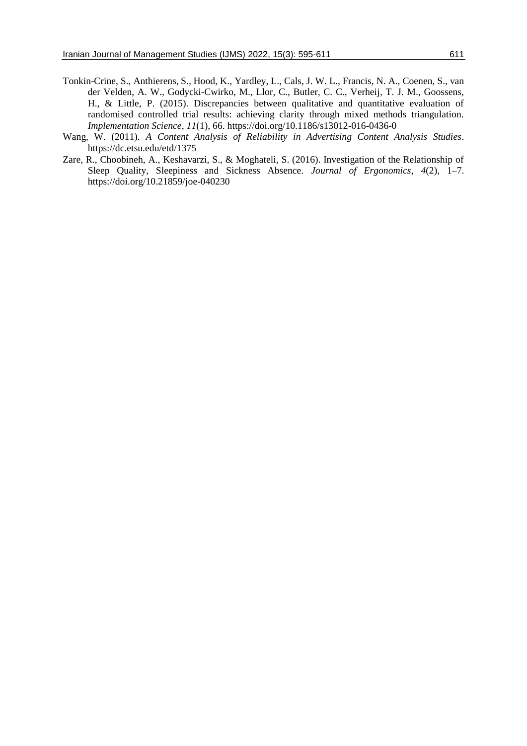Tonkin-Crine, S., Anthierens, S., Hood, K., Yardley, L., Cals, J. W. L., Francis, N. A., Coenen, S., van der Velden, A. W., Godycki-Cwirko, M., Llor, C., Butler, C. C., Verheij, T. J. M., Goossens, H., & Little, P. (2015). Discrepancies between qualitative and quantitative evaluation of randomised controlled trial results: achieving clarity through mixed methods triangulation. *Implementation Science*, *11*(1), 66. https://doi.org/10.1186/s13012-016-0436-0

Wang, W. (2011). *A Content Analysis of Reliability in Advertising Content Analysis Studies*. https://dc.etsu.edu/etd/1375

Zare, R., Choobineh, A., Keshavarzi, S., & Moghateli, S. (2016). Investigation of the Relationship of Sleep Quality, Sleepiness and Sickness Absence. *Journal of Ergonomics*, *4*(2), 1–7. https://doi.org/10.21859/joe-040230